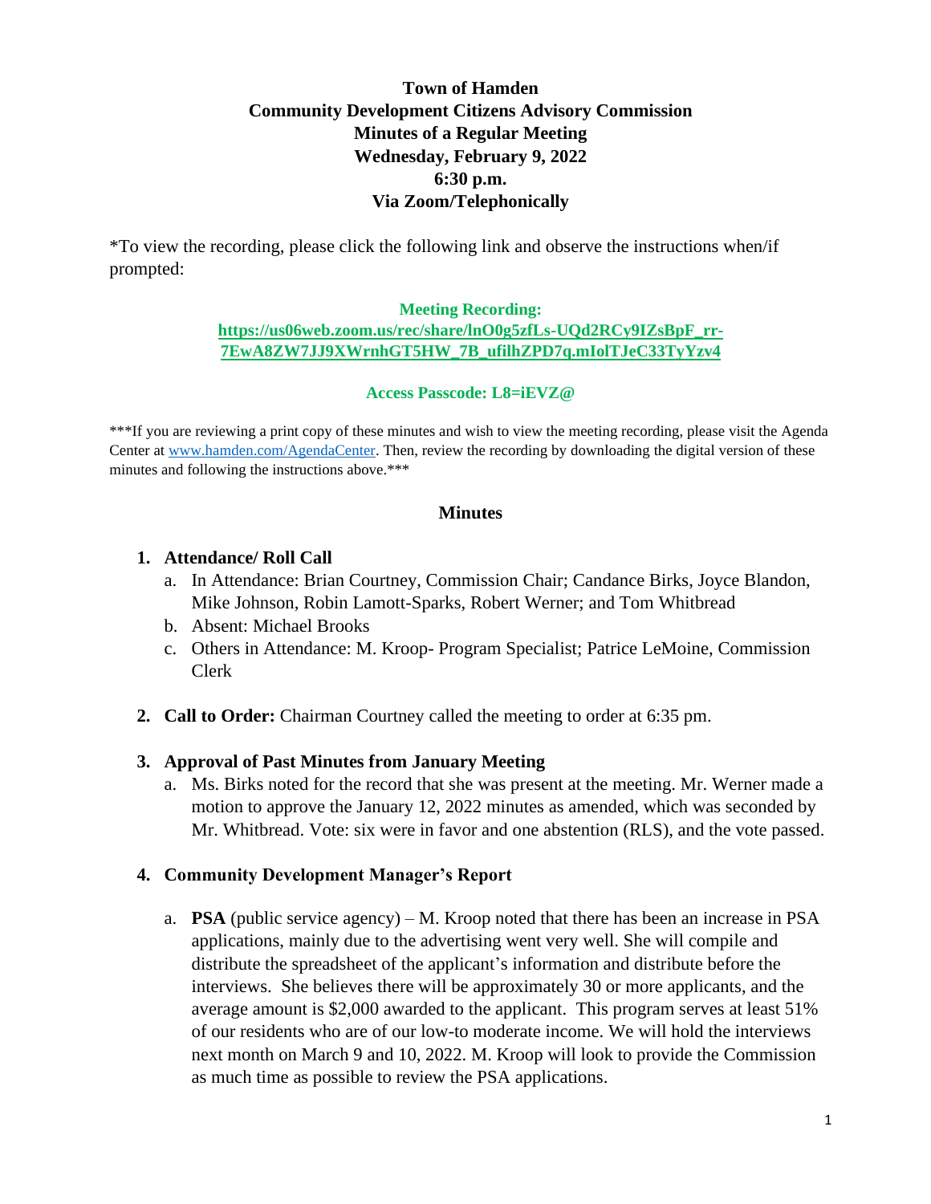# Town of Hamden
## Community Development Citizens Advisory Commission
## Minutes of a Regular Meeting
## Wednesday, February 9, 2022
## 6:30 p.m.
## Via Zoom/Telephonically

*To view the recording, please click the following link and observe the instructions when/if prompted:

**Meeting Recording:**
**https://us06web.zoom.us/rec/share/lnO0g5zfLs-UQd2RCy9IZsBpF_rr-7EwA8ZW7JJ9XWrnhGT5HW_7B_ufilhZPD7q.mIolTJeC33TyYzv4**

**Access Passcode: L8=iEVZ@**

***If you are reviewing a print copy of these minutes and wish to view the meeting recording, please visit the Agenda Center at www.hamden.com/AgendaCenter. Then, review the recording by downloading the digital version of these minutes and following the instructions above.***

### Minutes

1. **Attendance/ Roll Call**
   a. In Attendance: Brian Courtney, Commission Chair; Candance Birks, Joyce Blandon, Mike Johnson, Robin Lamott-Sparks, Robert Werner; and Tom Whitbread
   b. Absent: Michael Brooks
   c. Others in Attendance: M. Kroop- Program Specialist; Patrice LeMoine, Commission Clerk

2. **Call to Order:** Chairman Courtney called the meeting to order at 6:35 pm.

3. **Approval of Past Minutes from January Meeting**
   a. Ms. Birks noted for the record that she was present at the meeting. Mr. Werner made a motion to approve the January 12, 2022 minutes as amended, which was seconded by Mr. Whitbread. Vote: six were in favor and one abstention (RLS), and the vote passed.

4. **Community Development Manager's Report**

   a. **PSA** (public service agency) – M. Kroop noted that there has been an increase in PSA applications, mainly due to the advertising went very well. She will compile and distribute the spreadsheet of the applicant's information and distribute before the interviews. She believes there will be approximately 30 or more applicants, and the average amount is $2,000 awarded to the applicant. This program serves at least 51% of our residents who are of our low-to moderate income. We will hold the interviews next month on March 9 and 10, 2022. M. Kroop will look to provide the Commission as much time as possible to review the PSA applications.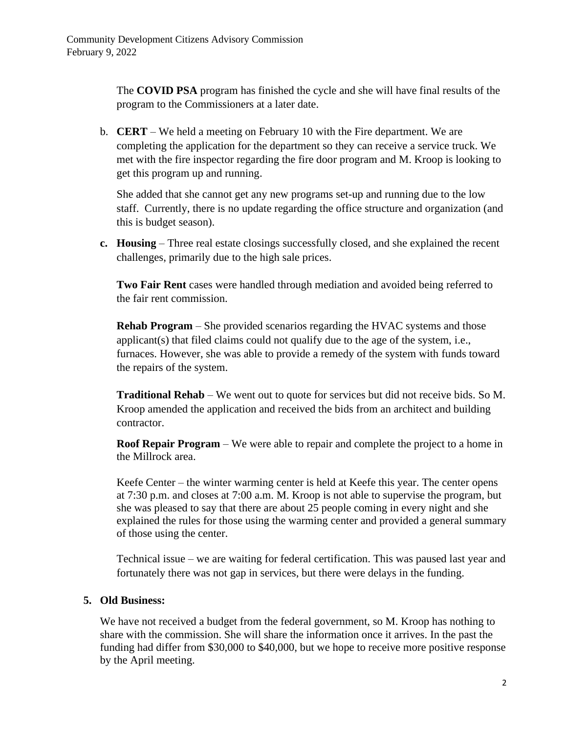The **COVID PSA** program has finished the cycle and she will have final results of the program to the Commissioners at a later date.

b. **CERT** – We held a meeting on February 10 with the Fire department. We are completing the application for the department so they can receive a service truck. We met with the fire inspector regarding the fire door program and M. Kroop is looking to get this program up and running.

   She added that she cannot get any new programs set-up and running due to the low staff. Currently, there is no update regarding the office structure and organization (and this is budget season).

**c. Housing** – Three real estate closings successfully closed, and she explained the recent challenges, primarily due to the high sale prices.

   **Two Fair Rent** cases were handled through mediation and avoided being referred to the fair rent commission.

   **Rehab Program** – She provided scenarios regarding the HVAC systems and those applicant(s) that filed claims could not qualify due to the age of the system, i.e., furnaces. However, she was able to provide a remedy of the system with funds toward the repairs of the system.

   **Traditional Rehab** – We went out to quote for services but did not receive bids. So M. Kroop amended the application and received the bids from an architect and building contractor.

   **Roof Repair Program** – We were able to repair and complete the project to a home in the Millrock area.

   Keefe Center – the winter warming center is held at Keefe this year. The center opens at 7:30 p.m. and closes at 7:00 a.m. M. Kroop is not able to supervise the program, but she was pleased to say that there are about 25 people coming in every night and she explained the rules for those using the warming center and provided a general summary of those using the center.

   Technical issue – we are waiting for federal certification. This was paused last year and fortunately there was not gap in services, but there were delays in the funding.

## 5. Old Business:

We have not received a budget from the federal government, so M. Kroop has nothing to share with the commission. She will share the information once it arrives. In the past the funding had differ from $30,000 to $40,000, but we hope to receive more positive response by the April meeting.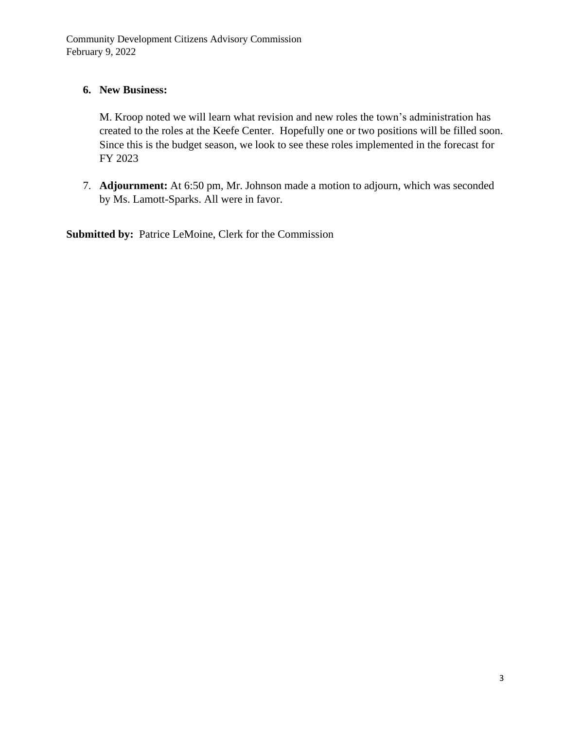6. **New Business:**

   M. Kroop noted we will learn what revision and new roles the town's administration has created to the roles at the Keefe Center. Hopefully one or two positions will be filled soon. Since this is the budget season, we look to see these roles implemented in the forecast for FY 2023

7. **Adjournment:** At 6:50 pm, Mr. Johnson made a motion to adjourn, which was seconded by Ms. Lamott-Sparks. All were in favor.

**Submitted by:** Patrice LeMoine, Clerk for the Commission